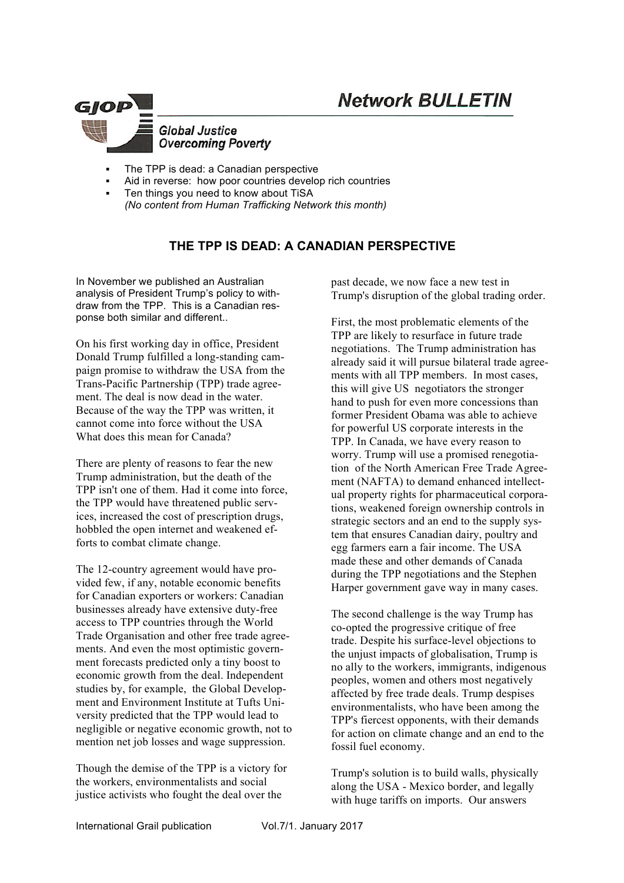# Network BULLETIN

**GJOP**

**Global Justice Overcoming Poverty**

- The TPP is dead: a Canadian perspective
- Aid in reverse: how poor countries develop rich countries
- Ten things you need to know about TiSA
  *(No content from Human Trafficking Network this month)*

## THE TPP IS DEAD: A CANADIAN PERSPECTIVE

In November we published an Australian analysis of President Trump's policy to withdraw from the TPP. This is a Canadian response both similar and different..

On his first working day in office, President Donald Trump fulfilled a long-standing campaign promise to withdraw the USA from the Trans-Pacific Partnership (TPP) trade agreement. The deal is now dead in the water. Because of the way the TPP was written, it cannot come into force without the USA What does this mean for Canada?

There are plenty of reasons to fear the new Trump administration, but the death of the TPP isn't one of them. Had it come into force, the TPP would have threatened public services, increased the cost of prescription drugs, hobbled the open internet and weakened efforts to combat climate change.

The 12-country agreement would have provided few, if any, notable economic benefits for Canadian exporters or workers: Canadian businesses already have extensive duty-free access to TPP countries through the World Trade Organisation and other free trade agreements. And even the most optimistic government forecasts predicted only a tiny boost to economic growth from the deal. Independent studies by, for example, the Global Development and Environment Institute at Tufts University predicted that the TPP would lead to negligible or negative economic growth, not to mention net job losses and wage suppression.

Though the demise of the TPP is a victory for the workers, environmentalists and social justice activists who fought the deal over the past decade, we now face a new test in Trump's disruption of the global trading order.

First, the most problematic elements of the TPP are likely to resurface in future trade negotiations. The Trump administration has already said it will pursue bilateral trade agreements with all TPP members. In most cases, this will give US negotiators the stronger hand to push for even more concessions than former President Obama was able to achieve for powerful US corporate interests in the TPP. In Canada, we have every reason to worry. Trump will use a promised renegotiation of the North American Free Trade Agreement (NAFTA) to demand enhanced intellectual property rights for pharmaceutical corporations, weakened foreign ownership controls in strategic sectors and an end to the supply system that ensures Canadian dairy, poultry and egg farmers earn a fair income. The USA made these and other demands of Canada during the TPP negotiations and the Stephen Harper government gave way in many cases.

The second challenge is the way Trump has co-opted the progressive critique of free trade. Despite his surface-level objections to the unjust impacts of globalisation, Trump is no ally to the workers, immigrants, indigenous peoples, women and others most negatively affected by free trade deals. Trump despises environmentalists, who have been among the TPP's fiercest opponents, with their demands for action on climate change and an end to the fossil fuel economy.

Trump's solution is to build walls, physically along the USA - Mexico border, and legally with huge tariffs on imports. Our answers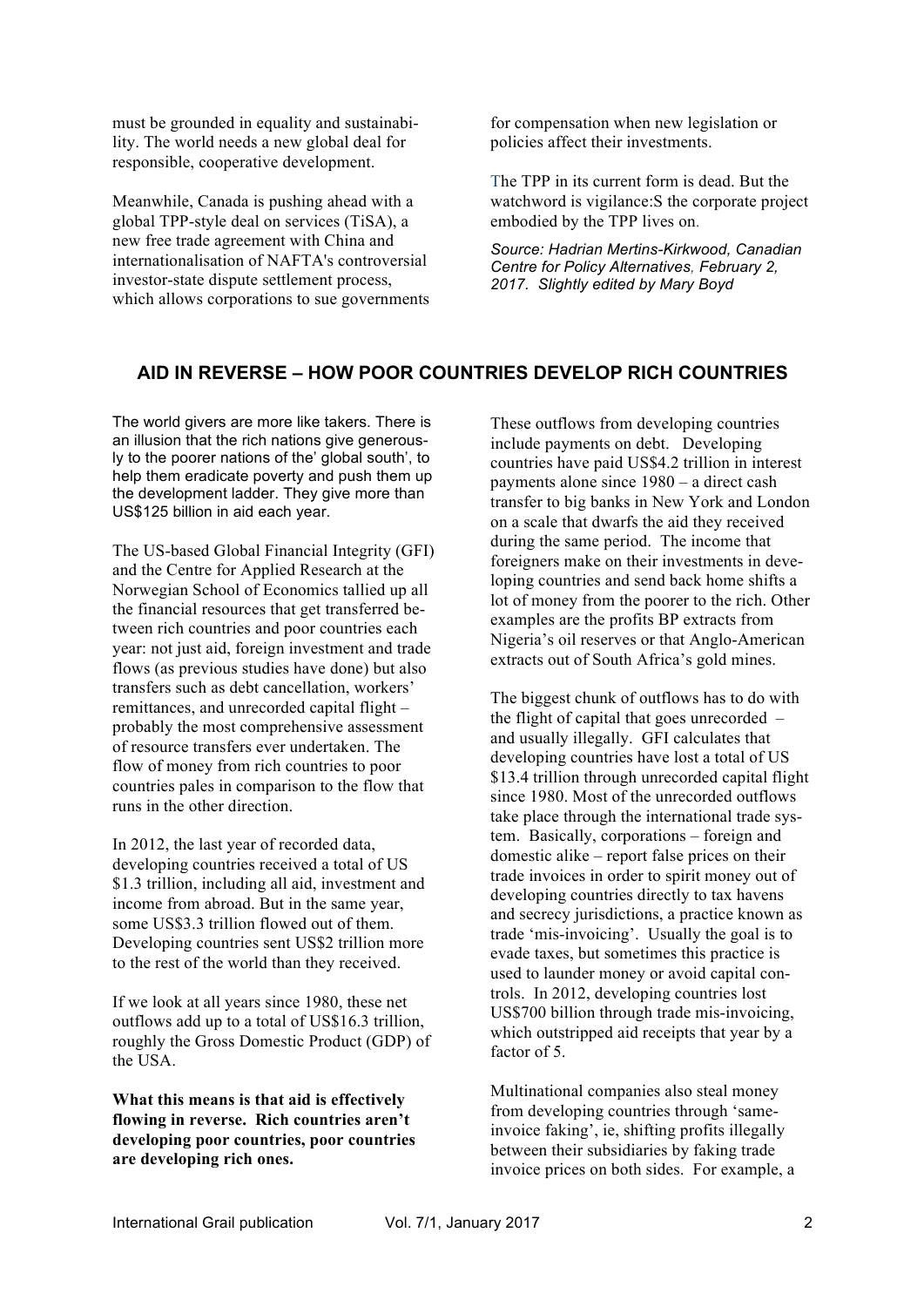must be grounded in equality and sustainability. The world needs a new global deal for responsible, cooperative development.

Meanwhile, Canada is pushing ahead with a global TPP-style deal on services (TiSA), a new free trade agreement with China and internationalisation of NAFTA's controversial investor-state dispute settlement process, which allows corporations to sue governments for compensation when new legislation or policies affect their investments.

The TPP in its current form is dead. But the watchword is vigilance:S the corporate project embodied by the TPP lives on.

*Source: Hadrian Mertins-Kirkwood, Canadian Centre for Policy Alternatives, February 2, 2017. Slightly edited by Mary Boyd*

## AID IN REVERSE – HOW POOR COUNTRIES DEVELOP RICH COUNTRIES

The world givers are more like takers. There is an illusion that the rich nations give generously to the poorer nations of the' global south', to help them eradicate poverty and push them up the development ladder. They give more than US$125 billion in aid each year.

The US-based Global Financial Integrity (GFI) and the Centre for Applied Research at the Norwegian School of Economics tallied up all the financial resources that get transferred between rich countries and poor countries each year: not just aid, foreign investment and trade flows (as previous studies have done) but also transfers such as debt cancellation, workers' remittances, and unrecorded capital flight – probably the most comprehensive assessment of resource transfers ever undertaken. The flow of money from rich countries to poor countries pales in comparison to the flow that runs in the other direction.

In 2012, the last year of recorded data, developing countries received a total of US $1.3 trillion, including all aid, investment and income from abroad. But in the same year, some US$3.3 trillion flowed out of them. Developing countries sent US$2 trillion more to the rest of the world than they received.

If we look at all years since 1980, these net outflows add up to a total of US$16.3 trillion, roughly the Gross Domestic Product (GDP) of the USA.

**What this means is that aid is effectively flowing in reverse. Rich countries aren't developing poor countries, poor countries are developing rich ones.**

These outflows from developing countries include payments on debt. Developing countries have paid US$4.2 trillion in interest payments alone since 1980 – a direct cash transfer to big banks in New York and London on a scale that dwarfs the aid they received during the same period. The income that foreigners make on their investments in developing countries and send back home shifts a lot of money from the poorer to the rich. Other examples are the profits BP extracts from Nigeria's oil reserves or that Anglo-American extracts out of South Africa's gold mines.

The biggest chunk of outflows has to do with the flight of capital that goes unrecorded – and usually illegally. GFI calculates that developing countries have lost a total of US $13.4 trillion through unrecorded capital flight since 1980. Most of the unrecorded outflows take place through the international trade system. Basically, corporations – foreign and domestic alike – report false prices on their trade invoices in order to spirit money out of developing countries directly to tax havens and secrecy jurisdictions, a practice known as trade 'mis-invoicing'. Usually the goal is to evade taxes, but sometimes this practice is used to launder money or avoid capital controls. In 2012, developing countries lost US$700 billion through trade mis-invoicing, which outstripped aid receipts that year by a factor of 5.

Multinational companies also steal money from developing countries through 'same-invoice faking', ie, shifting profits illegally between their subsidiaries by faking trade invoice prices on both sides. For example, a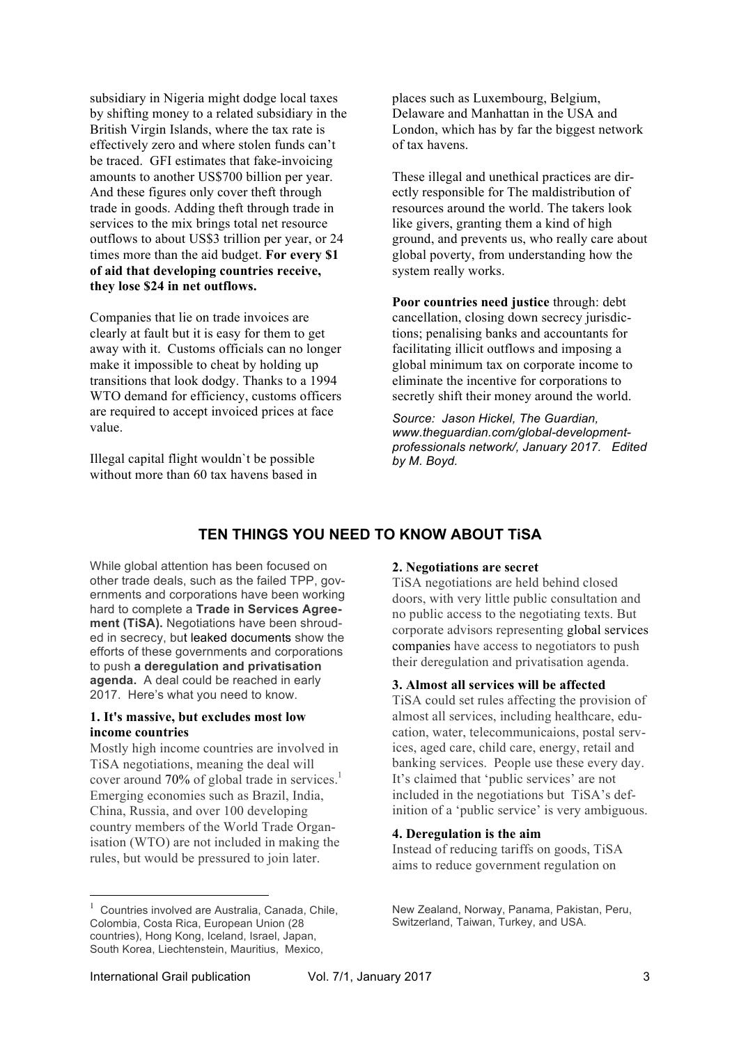subsidiary in Nigeria might dodge local taxes by shifting money to a related subsidiary in the British Virgin Islands, where the tax rate is effectively zero and where stolen funds can't be traced. GFI estimates that fake-invoicing amounts to another US$700 billion per year. And these figures only cover theft through trade in goods. Adding theft through trade in services to the mix brings total net resource outflows to about US$3 trillion per year, or 24 times more than the aid budget. **For every $1 of aid that developing countries receive, they lose $24 in net outflows.**

Companies that lie on trade invoices are clearly at fault but it is easy for them to get away with it. Customs officials can no longer make it impossible to cheat by holding up transitions that look dodgy. Thanks to a 1994 WTO demand for efficiency, customs officers are required to accept invoiced prices at face value.

Illegal capital flight wouldn`t be possible without more than 60 tax havens based in places such as Luxembourg, Belgium, Delaware and Manhattan in the USA and London, which has by far the biggest network of tax havens.

These illegal and unethical practices are directly responsible for The maldistribution of resources around the world. The takers look like givers, granting them a kind of high ground, and prevents us, who really care about global poverty, from understanding how the system really works.

**Poor countries need justice** through: debt cancellation, closing down secrecy jurisdictions; penalising banks and accountants for facilitating illicit outflows and imposing a global minimum tax on corporate income to eliminate the incentive for corporations to secretly shift their money around the world.

*Source: Jason Hickel, The Guardian, www.theguardian.com/global-development-professionals network/, January 2017. Edited by M. Boyd.*

## TEN THINGS YOU NEED TO KNOW ABOUT TiSA

While global attention has been focused on other trade deals, such as the failed TPP, governments and corporations have been working hard to complete a **Trade in Services Agreement (TiSA).** Negotiations have been shrouded in secrecy, but leaked documents show the efforts of these governments and corporations to push **a deregulation and privatisation agenda.** A deal could be reached in early 2017. Here's what you need to know.

**1. It's massive, but excludes most low income countries**

Mostly high income countries are involved in TiSA negotiations, meaning the deal will cover around 70% of global trade in services.[1] Emerging economies such as Brazil, India, China, Russia, and over 100 developing country members of the World Trade Organisation (WTO) are not included in making the rules, but would be pressured to join later.

**2. Negotiations are secret**

TiSA negotiations are held behind closed doors, with very little public consultation and no public access to the negotiating texts. But corporate advisors representing global services companies have access to negotiators to push their deregulation and privatisation agenda.

**3. Almost all services will be affected**

TiSA could set rules affecting the provision of almost all services, including healthcare, education, water, telecommunicaions, postal services, aged care, child care, energy, retail and banking services. People use these every day. It's claimed that 'public services' are not included in the negotiations but TiSA's definition of a 'public service' is very ambiguous.

**4. Deregulation is the aim**

Instead of reducing tariffs on goods, TiSA aims to reduce government regulation on

[1] Countries involved are Australia, Canada, Chile, Colombia, Costa Rica, European Union (28 countries), Hong Kong, Iceland, Israel, Japan, South Korea, Liechtenstein, Mauritius, Mexico, New Zealand, Norway, Panama, Pakistan, Peru, Switzerland, Taiwan, Turkey, and USA.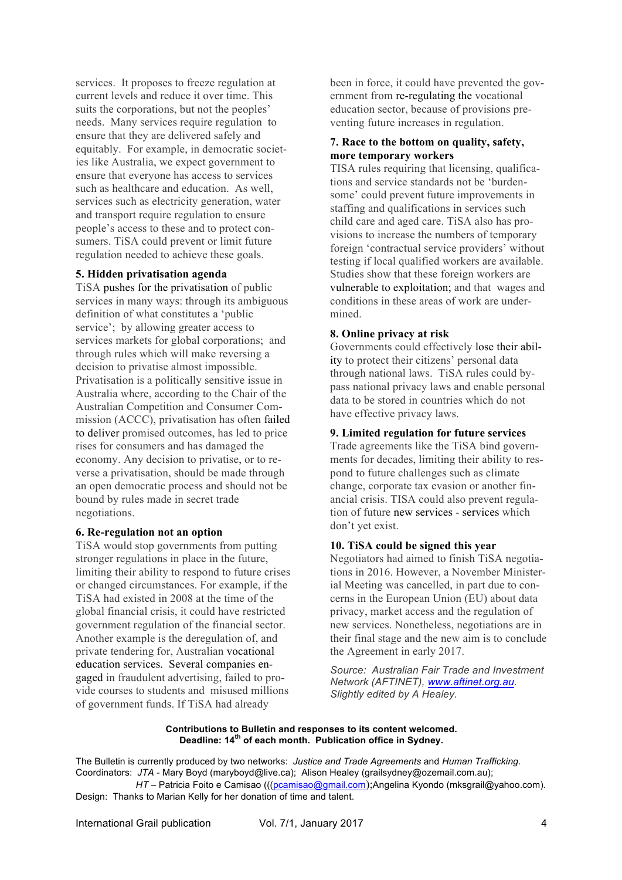services. It proposes to freeze regulation at current levels and reduce it over time. This suits the corporations, but not the peoples' needs. Many services require regulation to ensure that they are delivered safely and equitably. For example, in democratic societies like Australia, we expect government to ensure that everyone has access to services such as healthcare and education. As well, services such as electricity generation, water and transport require regulation to ensure people's access to these and to protect consumers. TiSA could prevent or limit future regulation needed to achieve these goals.

**5. Hidden privatisation agenda**

TiSA pushes for the privatisation of public services in many ways: through its ambiguous definition of what constitutes a 'public service'; by allowing greater access to services markets for global corporations; and through rules which will make reversing a decision to privatise almost impossible. Privatisation is a politically sensitive issue in Australia where, according to the Chair of the Australian Competition and Consumer Commission (ACCC), privatisation has often failed to deliver promised outcomes, has led to price rises for consumers and has damaged the economy. Any decision to privatise, or to reverse a privatisation, should be made through an open democratic process and should not be bound by rules made in secret trade negotiations.

**6. Re-regulation not an option**

TiSA would stop governments from putting stronger regulations in place in the future, limiting their ability to respond to future crises or changed circumstances. For example, if the TiSA had existed in 2008 at the time of the global financial crisis, it could have restricted government regulation of the financial sector. Another example is the deregulation of, and private tendering for, Australian vocational education services. Several companies engaged in fraudulent advertising, failed to provide courses to students and misused millions of government funds. If TiSA had already been in force, it could have prevented the government from re-regulating the vocational education sector, because of provisions preventing future increases in regulation.

**7. Race to the bottom on quality, safety, more temporary workers**

TISA rules requiring that licensing, qualifications and service standards not be 'burdensome' could prevent future improvements in staffing and qualifications in services such child care and aged care. TiSA also has provisions to increase the numbers of temporary foreign 'contractual service providers' without testing if local qualified workers are available. Studies show that these foreign workers are vulnerable to exploitation; and that wages and conditions in these areas of work are undermined.

**8. Online privacy at risk**

Governments could effectively lose their ability to protect their citizens' personal data through national laws. TiSA rules could bypass national privacy laws and enable personal data to be stored in countries which do not have effective privacy laws.

**9. Limited regulation for future services**

Trade agreements like the TiSA bind governments for decades, limiting their ability to respond to future challenges such as climate change, corporate tax evasion or another financial crisis. TISA could also prevent regulation of future new services - services which don't yet exist.

**10. TiSA could be signed this year**

Negotiators had aimed to finish TiSA negotiations in 2016. However, a November Ministerial Meeting was cancelled, in part due to concerns in the European Union (EU) about data privacy, market access and the regulation of new services. Nonetheless, negotiations are in their final stage and the new aim is to conclude the Agreement in early 2017.

*Source: Australian Fair Trade and Investment Network (AFTINET), www.aftinet.org.au. Slightly edited by A Healey.*

**Contributions to Bulletin and responses to its content welcomed.**
**Deadline: 14th of each month. Publication office in Sydney.**

The Bulletin is currently produced by two networks: *Justice and Trade Agreements* and *Human Trafficking.*
Coordinators: *JTA* - Mary Boyd (maryboyd@live.ca); Alison Healey (grailsydney@ozemail.com.au);
*HT* – Patricia Foito e Camisao (((pcamisao@gmail.com);Angelina Kyondo (mksgrail@yahoo.com).
Design: Thanks to Marian Kelly for her donation of time and talent.